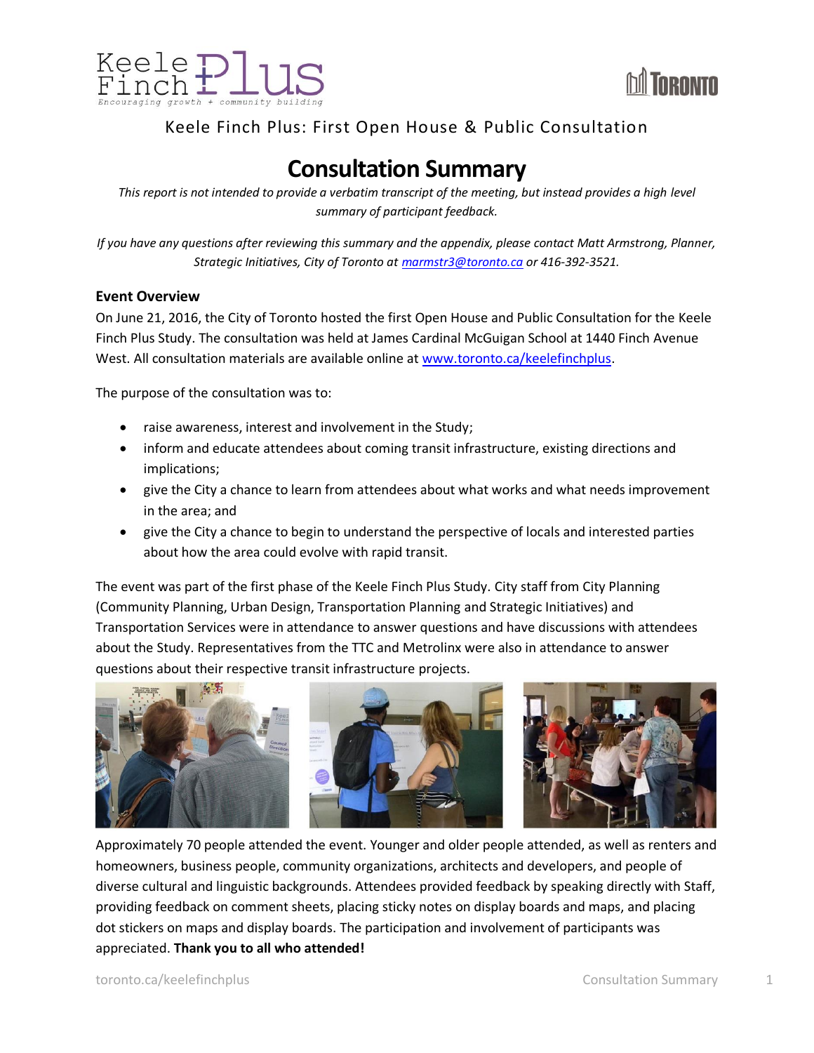Keele Finch Plus
*Encouraging growth + community building*

TORONTO

Keele Finch Plus: First Open House & Public Consultation

# Consultation Summary

*This report is not intended to provide a verbatim transcript of the meeting, but instead provides a high level summary of participant feedback.*

*If you have any questions after reviewing this summary and the appendix, please contact Matt Armstrong, Planner, Strategic Initiatives, City of Toronto at marmstr3@toronto.ca or 416-392-3521.*

## Event Overview

On June 21, 2016, the City of Toronto hosted the first Open House and Public Consultation for the Keele Finch Plus Study. The consultation was held at James Cardinal McGuigan School at 1440 Finch Avenue West. All consultation materials are available online at www.toronto.ca/keelefinchplus.

The purpose of the consultation was to:

- raise awareness, interest and involvement in the Study;
- inform and educate attendees about coming transit infrastructure, existing directions and implications;
- give the City a chance to learn from attendees about what works and what needs improvement in the area; and
- give the City a chance to begin to understand the perspective of locals and interested parties about how the area could evolve with rapid transit.

The event was part of the first phase of the Keele Finch Plus Study. City staff from City Planning (Community Planning, Urban Design, Transportation Planning and Strategic Initiatives) and Transportation Services were in attendance to answer questions and have discussions with attendees about the Study. Representatives from the TTC and Metrolinx were also in attendance to answer questions about their respective transit infrastructure projects.

Approximately 70 people attended the event. Younger and older people attended, as well as renters and homeowners, business people, community organizations, architects and developers, and people of diverse cultural and linguistic backgrounds. Attendees provided feedback by speaking directly with Staff, providing feedback on comment sheets, placing sticky notes on display boards and maps, and placing dot stickers on maps and display boards. The participation and involvement of participants was appreciated. **Thank you to all who attended!**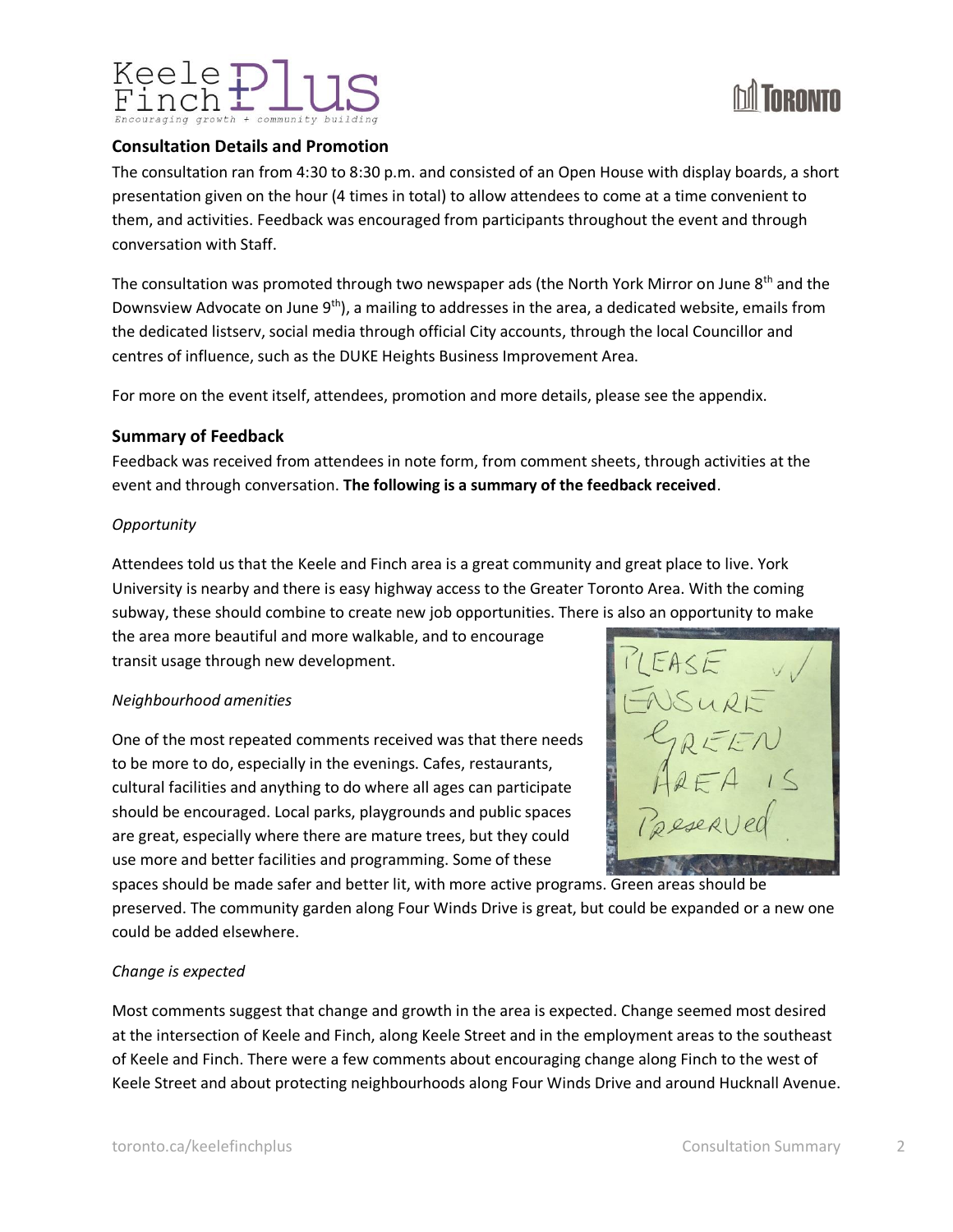## Consultation Details and Promotion

The consultation ran from 4:30 to 8:30 p.m. and consisted of an Open House with display boards, a short presentation given on the hour (4 times in total) to allow attendees to come at a time convenient to them, and activities. Feedback was encouraged from participants throughout the event and through conversation with Staff.

The consultation was promoted through two newspaper ads (the North York Mirror on June 8th and the Downsview Advocate on June 9th), a mailing to addresses in the area, a dedicated website, emails from the dedicated listserv, social media through official City accounts, through the local Councillor and centres of influence, such as the DUKE Heights Business Improvement Area.

For more on the event itself, attendees, promotion and more details, please see the appendix.

## Summary of Feedback

Feedback was received from attendees in note form, from comment sheets, through activities at the event and through conversation. **The following is a summary of the feedback received**.

*Opportunity*

Attendees told us that the Keele and Finch area is a great community and great place to live. York University is nearby and there is easy highway access to the Greater Toronto Area. With the coming subway, these should combine to create new job opportunities. There is also an opportunity to make the area more beautiful and more walkable, and to encourage transit usage through new development.

*Neighbourhood amenities*

One of the most repeated comments received was that there needs to be more to do, especially in the evenings. Cafes, restaurants, cultural facilities and anything to do where all ages can participate should be encouraged. Local parks, playgrounds and public spaces are great, especially where there are mature trees, but they could use more and better facilities and programming. Some of these spaces should be made safer and better lit, with more active programs. Green areas should be preserved. The community garden along Four Winds Drive is great, but could be expanded or a new one could be added elsewhere.

*Change is expected*

Most comments suggest that change and growth in the area is expected. Change seemed most desired at the intersection of Keele and Finch, along Keele Street and in the employment areas to the southeast of Keele and Finch. There were a few comments about encouraging change along Finch to the west of Keele Street and about protecting neighbourhoods along Four Winds Drive and around Hucknall Avenue.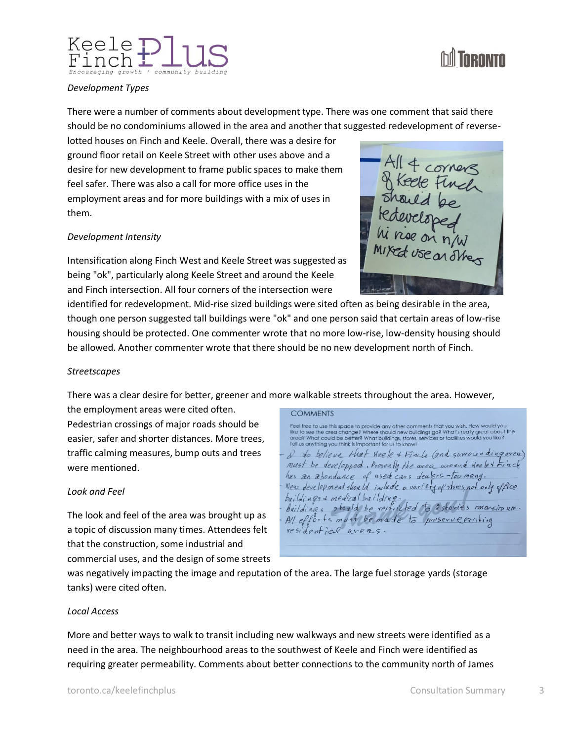*Development Types*

There were a number of comments about development type. There was one comment that said there should be no condominiums allowed in the area and another that suggested redevelopment of reverse-lotted houses on Finch and Keele. Overall, there was a desire for ground floor retail on Keele Street with other uses above and a desire for new development to frame public spaces to make them feel safer. There was also a call for more office uses in the employment areas and for more buildings with a mix of uses in them.

*Development Intensity*

Intensification along Finch West and Keele Street was suggested as being "ok", particularly along Keele Street and around the Keele and Finch intersection. All four corners of the intersection were identified for redevelopment. Mid-rise sized buildings were sited often as being desirable in the area, though one person suggested tall buildings were "ok" and one person said that certain areas of low-rise housing should be protected. One commenter wrote that no more low-rise, low-density housing should be allowed. Another commenter wrote that there should be no new development north of Finch.

*Streetscapes*

There was a clear desire for better, greener and more walkable streets throughout the area. However, the employment areas were cited often. Pedestrian crossings of major roads should be easier, safer and shorter distances. More trees, traffic calming measures, bump outs and trees were mentioned.

*Look and Feel*

The look and feel of the area was brought up as a topic of discussion many times. Attendees felt that the construction, some industrial and commercial uses, and the design of some streets was negatively impacting the image and reputation of the area. The large fuel storage yards (storage tanks) were cited often.

*Local Access*

More and better ways to walk to transit including new walkways and new streets were identified as a need in the area. The neighbourhood areas to the southwest of Keele and Finch were identified as requiring greater permeability. Comments about better connections to the community north of James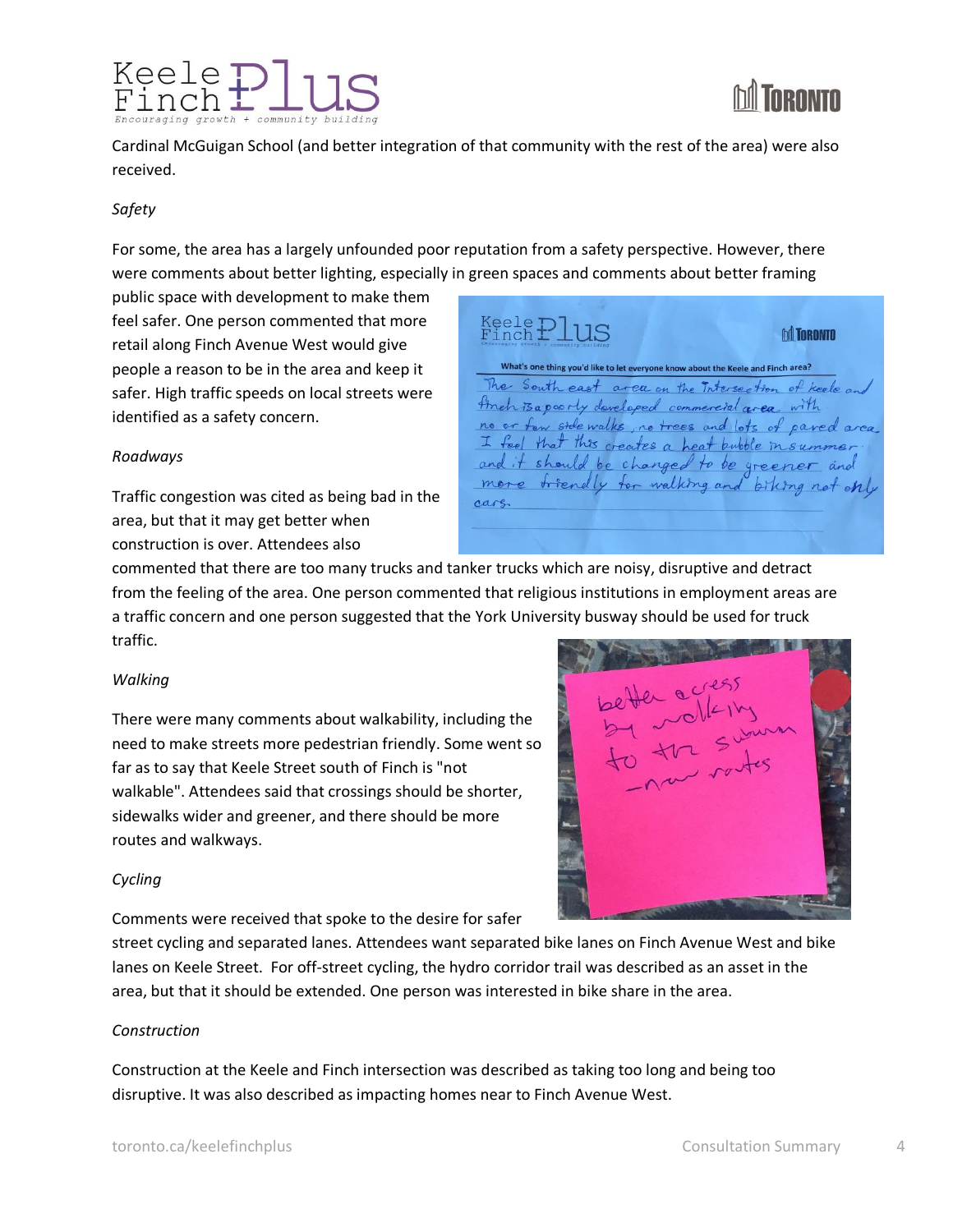Cardinal McGuigan School (and better integration of that community with the rest of the area) were also received.

*Safety*

For some, the area has a largely unfounded poor reputation from a safety perspective. However, there were comments about better lighting, especially in green spaces and comments about better framing public space with development to make them feel safer. One person commented that more retail along Finch Avenue West would give people a reason to be in the area and keep it safer. High traffic speeds on local streets were identified as a safety concern.

*Roadways*

Traffic congestion was cited as being bad in the area, but that it may get better when construction is over. Attendees also commented that there are too many trucks and tanker trucks which are noisy, disruptive and detract from the feeling of the area. One person commented that religious institutions in employment areas are a traffic concern and one person suggested that the York University busway should be used for truck traffic.

*Walking*

There were many comments about walkability, including the need to make streets more pedestrian friendly. Some went so far as to say that Keele Street south of Finch is "not walkable". Attendees said that crossings should be shorter, sidewalks wider and greener, and there should be more routes and walkways.

*Cycling*

Comments were received that spoke to the desire for safer street cycling and separated lanes. Attendees want separated bike lanes on Finch Avenue West and bike lanes on Keele Street. For off-street cycling, the hydro corridor trail was described as an asset in the area, but that it should be extended. One person was interested in bike share in the area.

*Construction*

Construction at the Keele and Finch intersection was described as taking too long and being too disruptive. It was also described as impacting homes near to Finch Avenue West.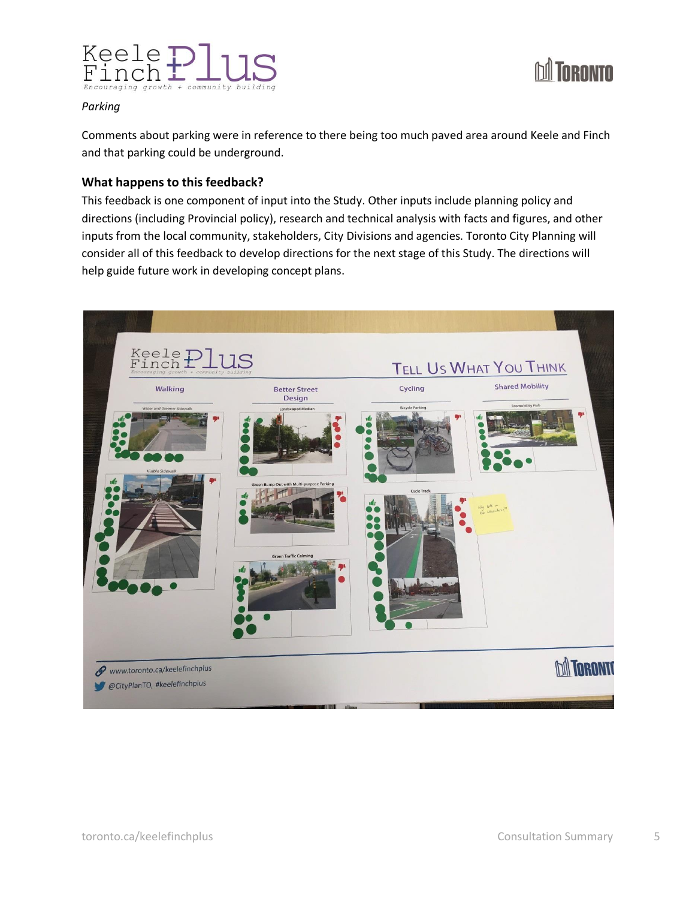*Parking*

Comments about parking were in reference to there being too much paved area around Keele and Finch and that parking could be underground.

### What happens to this feedback?

This feedback is one component of input into the Study. Other inputs include planning policy and directions (including Provincial policy), research and technical analysis with facts and figures, and other inputs from the local community, stakeholders, City Divisions and agencies. Toronto City Planning will consider all of this feedback to develop directions for the next stage of this Study. The directions will help guide future work in developing concept plans.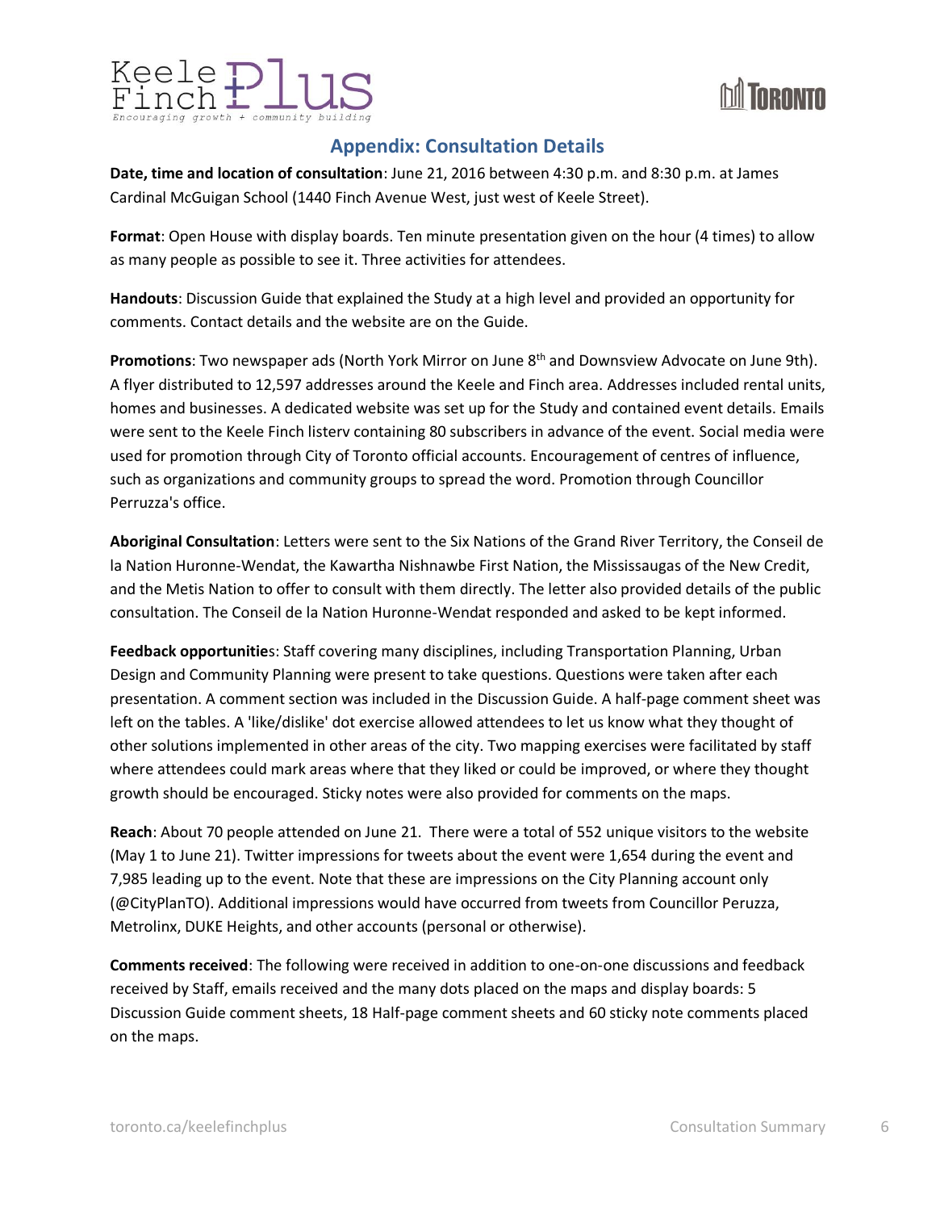## Appendix: Consultation Details

**Date, time and location of consultation**: June 21, 2016 between 4:30 p.m. and 8:30 p.m. at James Cardinal McGuigan School (1440 Finch Avenue West, just west of Keele Street).

**Format**: Open House with display boards. Ten minute presentation given on the hour (4 times) to allow as many people as possible to see it. Three activities for attendees.

**Handouts**: Discussion Guide that explained the Study at a high level and provided an opportunity for comments. Contact details and the website are on the Guide.

**Promotions**: Two newspaper ads (North York Mirror on June 8th and Downsview Advocate on June 9th). A flyer distributed to 12,597 addresses around the Keele and Finch area. Addresses included rental units, homes and businesses. A dedicated website was set up for the Study and contained event details. Emails were sent to the Keele Finch listerv containing 80 subscribers in advance of the event. Social media were used for promotion through City of Toronto official accounts. Encouragement of centres of influence, such as organizations and community groups to spread the word. Promotion through Councillor Perruzza's office.

**Aboriginal Consultation**: Letters were sent to the Six Nations of the Grand River Territory, the Conseil de la Nation Huronne-Wendat, the Kawartha Nishnawbe First Nation, the Mississaugas of the New Credit, and the Metis Nation to offer to consult with them directly. The letter also provided details of the public consultation. The Conseil de la Nation Huronne-Wendat responded and asked to be kept informed.

**Feedback opportunitie**s: Staff covering many disciplines, including Transportation Planning, Urban Design and Community Planning were present to take questions. Questions were taken after each presentation. A comment section was included in the Discussion Guide. A half-page comment sheet was left on the tables. A 'like/dislike' dot exercise allowed attendees to let us know what they thought of other solutions implemented in other areas of the city. Two mapping exercises were facilitated by staff where attendees could mark areas where that they liked or could be improved, or where they thought growth should be encouraged. Sticky notes were also provided for comments on the maps.

**Reach**: About 70 people attended on June 21. There were a total of 552 unique visitors to the website (May 1 to June 21). Twitter impressions for tweets about the event were 1,654 during the event and 7,985 leading up to the event. Note that these are impressions on the City Planning account only (@CityPlanTO). Additional impressions would have occurred from tweets from Councillor Peruzza, Metrolinx, DUKE Heights, and other accounts (personal or otherwise).

**Comments received**: The following were received in addition to one-on-one discussions and feedback received by Staff, emails received and the many dots placed on the maps and display boards: 5 Discussion Guide comment sheets, 18 Half-page comment sheets and 60 sticky note comments placed on the maps.